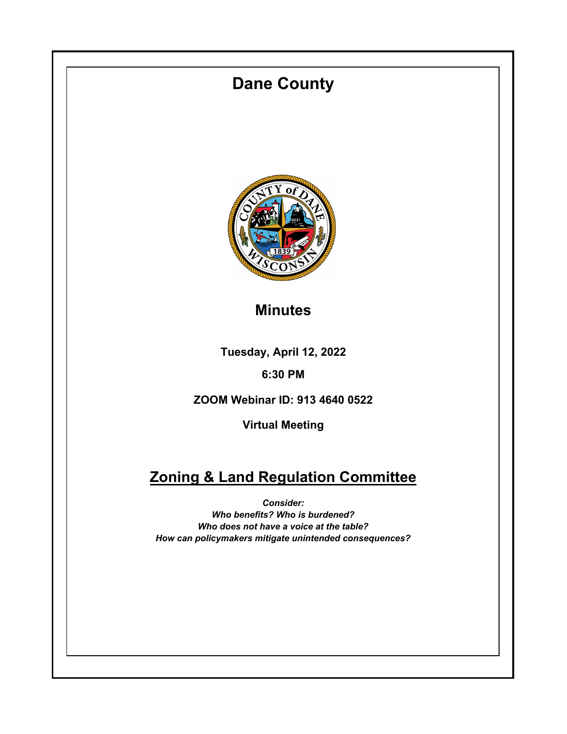# Dane County

## Minutes

**Tuesday, April 12, 2022**

**6:30 PM**

**ZOOM Webinar ID: 913 4640 0522**

**Virtual Meeting**

## Zoning & Land Regulation Committee

***Consider:***
***Who benefits? Who is burdened?***
***Who does not have a voice at the table?***
***How can policymakers mitigate unintended consequences?***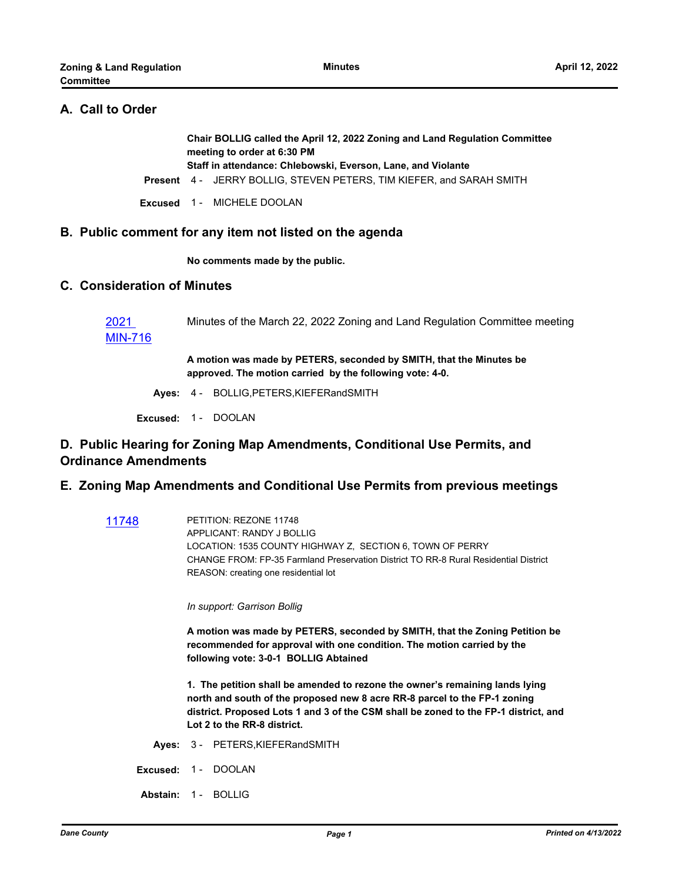## A. Call to Order

**Chair BOLLIG called the April 12, 2022 Zoning and Land Regulation Committee meeting to order at 6:30 PM**
**Staff in attendance: Chlebowski, Everson, Lane, and Violante**

**Present** 4 - JERRY BOLLIG, STEVEN PETERS, TIM KIEFER, and SARAH SMITH

**Excused** 1 - MICHELE DOOLAN

## B. Public comment for any item not listed on the agenda

**No comments made by the public.**

## C. Consideration of Minutes

2021 MIN-716 — Minutes of the March 22, 2022 Zoning and Land Regulation Committee meeting

**A motion was made by PETERS, seconded by SMITH, that the Minutes be approved. The motion carried by the following vote: 4-0.**

**Ayes:** 4 - BOLLIG,PETERS,KIEFERandSMITH

**Excused:** 1 - DOOLAN

## D. Public Hearing for Zoning Map Amendments, Conditional Use Permits, and Ordinance Amendments

## E. Zoning Map Amendments and Conditional Use Permits from previous meetings

11748

PETITION: REZONE 11748
APPLICANT: RANDY J BOLLIG
LOCATION: 1535 COUNTY HIGHWAY Z, SECTION 6, TOWN OF PERRY
CHANGE FROM: FP-35 Farmland Preservation District TO RR-8 Rural Residential District
REASON: creating one residential lot

*In support: Garrison Bollig*

**A motion was made by PETERS, seconded by SMITH, that the Zoning Petition be recommended for approval with one condition. The motion carried by the following vote: 3-0-1 BOLLIG Abtained**

**1. The petition shall be amended to rezone the owner's remaining lands lying north and south of the proposed new 8 acre RR-8 parcel to the FP-1 zoning district. Proposed Lots 1 and 3 of the CSM shall be zoned to the FP-1 district, and Lot 2 to the RR-8 district.**

**Ayes:** 3 - PETERS,KIEFERandSMITH

**Excused:** 1 - DOOLAN

**Abstain:** 1 - BOLLIG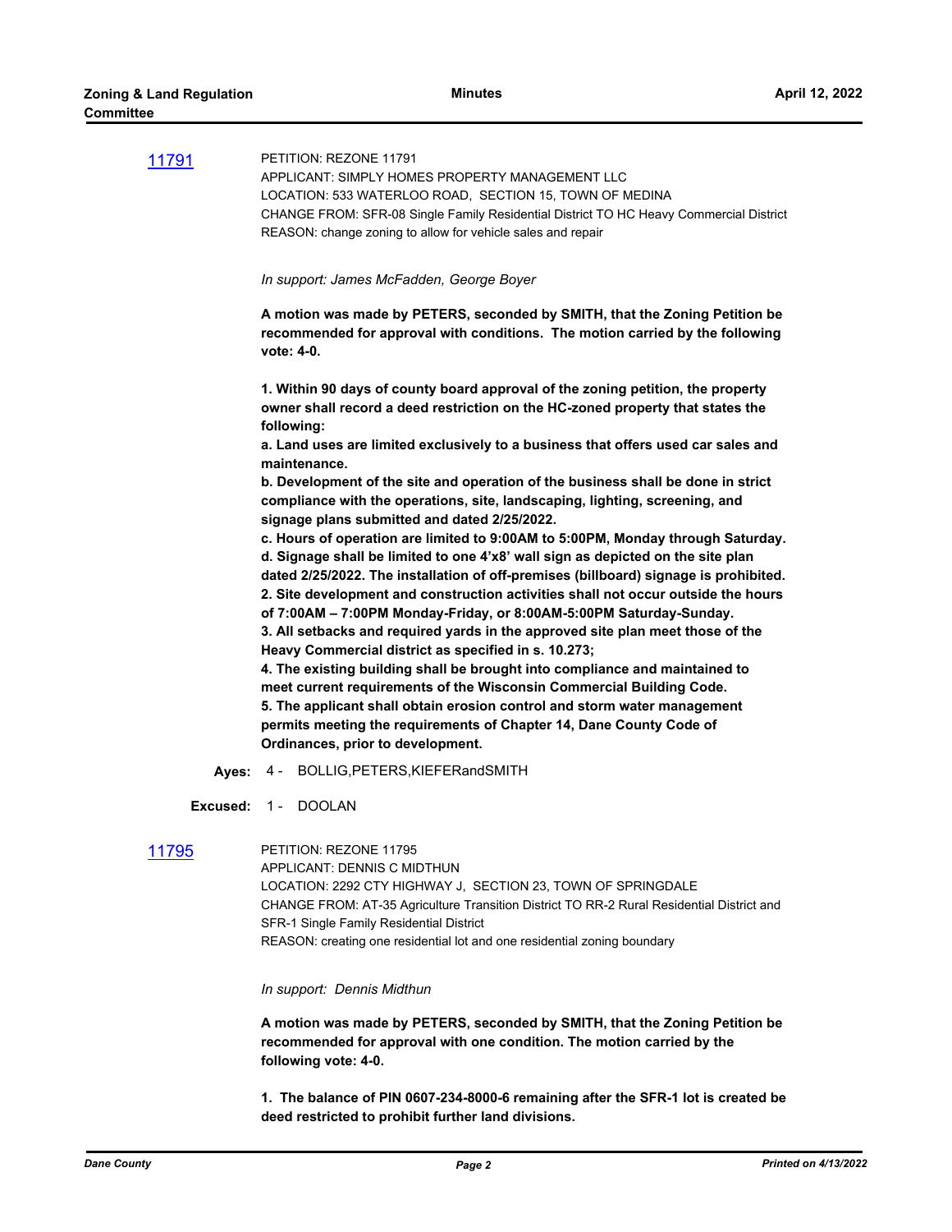[11791](#)

PETITION: REZONE 11791
APPLICANT: SIMPLY HOMES PROPERTY MANAGEMENT LLC
LOCATION: 533 WATERLOO ROAD, SECTION 15, TOWN OF MEDINA
CHANGE FROM: SFR-08 Single Family Residential District TO HC Heavy Commercial District
REASON: change zoning to allow for vehicle sales and repair

*In support: James McFadden, George Boyer*

**A motion was made by PETERS, seconded by SMITH, that the Zoning Petition be recommended for approval with conditions. The motion carried by the following vote: 4-0.**

**1. Within 90 days of county board approval of the zoning petition, the property owner shall record a deed restriction on the HC-zoned property that states the following:**
**a. Land uses are limited exclusively to a business that offers used car sales and maintenance.**
**b. Development of the site and operation of the business shall be done in strict compliance with the operations, site, landscaping, lighting, screening, and signage plans submitted and dated 2/25/2022.**
**c. Hours of operation are limited to 9:00AM to 5:00PM, Monday through Saturday.**
**d. Signage shall be limited to one 4'x8' wall sign as depicted on the site plan dated 2/25/2022. The installation of off-premises (billboard) signage is prohibited.**
**2. Site development and construction activities shall not occur outside the hours of 7:00AM – 7:00PM Monday-Friday, or 8:00AM-5:00PM Saturday-Sunday.**
**3. All setbacks and required yards in the approved site plan meet those of the Heavy Commercial district as specified in s. 10.273;**
**4. The existing building shall be brought into compliance and maintained to meet current requirements of the Wisconsin Commercial Building Code.**
**5. The applicant shall obtain erosion control and storm water management permits meeting the requirements of Chapter 14, Dane County Code of Ordinances, prior to development.**

**Ayes:** 4 - BOLLIG, PETERS, KIEFER and SMITH

**Excused:** 1 - DOOLAN

[11795](#)

PETITION: REZONE 11795
APPLICANT: DENNIS C MIDTHUN
LOCATION: 2292 CTY HIGHWAY J, SECTION 23, TOWN OF SPRINGDALE
CHANGE FROM: AT-35 Agriculture Transition District TO RR-2 Rural Residential District and SFR-1 Single Family Residential District
REASON: creating one residential lot and one residential zoning boundary

*In support: Dennis Midthun*

**A motion was made by PETERS, seconded by SMITH, that the Zoning Petition be recommended for approval with one condition. The motion carried by the following vote: 4-0.**

**1. The balance of PIN 0607-234-8000-6 remaining after the SFR-1 lot is created be deed restricted to prohibit further land divisions.**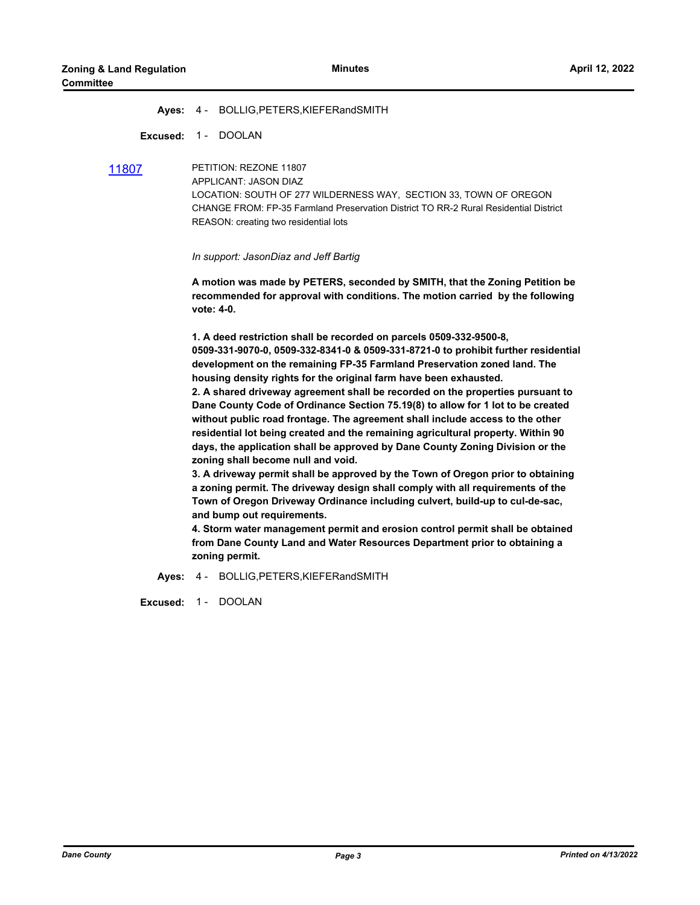**Ayes:** 4 - BOLLIG,PETERS,KIEFERandSMITH

**Excused:** 1 - DOOLAN

[11807](11807)

PETITION: REZONE 11807
APPLICANT: JASON DIAZ
LOCATION: SOUTH OF 277 WILDERNESS WAY, SECTION 33, TOWN OF OREGON
CHANGE FROM: FP-35 Farmland Preservation District TO RR-2 Rural Residential District
REASON: creating two residential lots

*In support: JasonDiaz and Jeff Bartig*

**A motion was made by PETERS, seconded by SMITH, that the Zoning Petition be recommended for approval with conditions. The motion carried by the following vote: 4-0.**

**1. A deed restriction shall be recorded on parcels 0509-332-9500-8, 0509-331-9070-0, 0509-332-8341-0 & 0509-331-8721-0 to prohibit further residential development on the remaining FP-35 Farmland Preservation zoned land. The housing density rights for the original farm have been exhausted.**
**2. A shared driveway agreement shall be recorded on the properties pursuant to Dane County Code of Ordinance Section 75.19(8) to allow for 1 lot to be created without public road frontage. The agreement shall include access to the other residential lot being created and the remaining agricultural property. Within 90 days, the application shall be approved by Dane County Zoning Division or the zoning shall become null and void.**
**3. A driveway permit shall be approved by the Town of Oregon prior to obtaining a zoning permit. The driveway design shall comply with all requirements of the Town of Oregon Driveway Ordinance including culvert, build-up to cul-de-sac, and bump out requirements.**
**4. Storm water management permit and erosion control permit shall be obtained from Dane County Land and Water Resources Department prior to obtaining a zoning permit.**

**Ayes:** 4 - BOLLIG,PETERS,KIEFERandSMITH

**Excused:** 1 - DOOLAN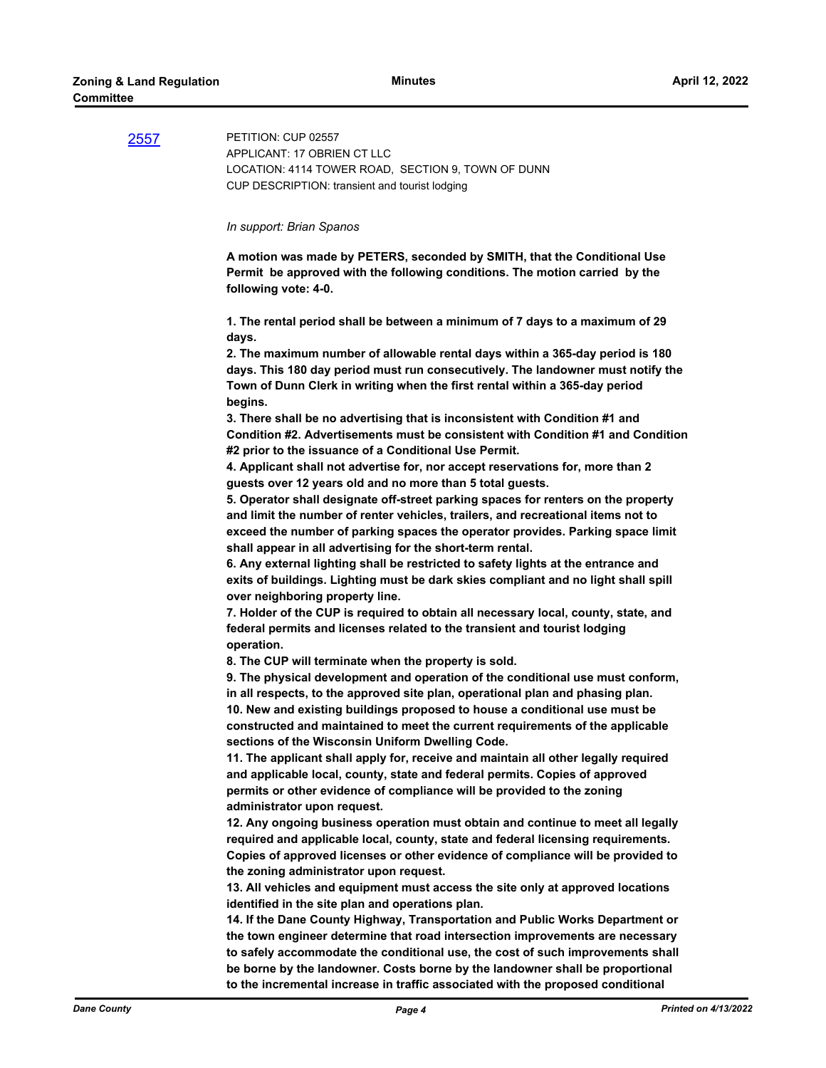[2557](2557)

PETITION: CUP 02557
APPLICANT: 17 OBRIEN CT LLC
LOCATION: 4114 TOWER ROAD, SECTION 9, TOWN OF DUNN
CUP DESCRIPTION: transient and tourist lodging

*In support: Brian Spanos*

**A motion was made by PETERS, seconded by SMITH, that the Conditional Use Permit be approved with the following conditions. The motion carried by the following vote: 4-0.**

**1. The rental period shall be between a minimum of 7 days to a maximum of 29 days.**
**2. The maximum number of allowable rental days within a 365-day period is 180 days. This 180 day period must run consecutively. The landowner must notify the Town of Dunn Clerk in writing when the first rental within a 365-day period begins.**
**3. There shall be no advertising that is inconsistent with Condition #1 and Condition #2. Advertisements must be consistent with Condition #1 and Condition #2 prior to the issuance of a Conditional Use Permit.**
**4. Applicant shall not advertise for, nor accept reservations for, more than 2 guests over 12 years old and no more than 5 total guests.**
**5. Operator shall designate off-street parking spaces for renters on the property and limit the number of renter vehicles, trailers, and recreational items not to exceed the number of parking spaces the operator provides. Parking space limit shall appear in all advertising for the short-term rental.**
**6. Any external lighting shall be restricted to safety lights at the entrance and exits of buildings. Lighting must be dark skies compliant and no light shall spill over neighboring property line.**
**7. Holder of the CUP is required to obtain all necessary local, county, state, and federal permits and licenses related to the transient and tourist lodging operation.**
**8. The CUP will terminate when the property is sold.**
**9. The physical development and operation of the conditional use must conform, in all respects, to the approved site plan, operational plan and phasing plan.**
**10. New and existing buildings proposed to house a conditional use must be constructed and maintained to meet the current requirements of the applicable sections of the Wisconsin Uniform Dwelling Code.**
**11. The applicant shall apply for, receive and maintain all other legally required and applicable local, county, state and federal permits. Copies of approved permits or other evidence of compliance will be provided to the zoning administrator upon request.**
**12. Any ongoing business operation must obtain and continue to meet all legally required and applicable local, county, state and federal licensing requirements. Copies of approved licenses or other evidence of compliance will be provided to the zoning administrator upon request.**
**13. All vehicles and equipment must access the site only at approved locations identified in the site plan and operations plan.**
**14. If the Dane County Highway, Transportation and Public Works Department or the town engineer determine that road intersection improvements are necessary to safely accommodate the conditional use, the cost of such improvements shall be borne by the landowner. Costs borne by the landowner shall be proportional to the incremental increase in traffic associated with the proposed conditional**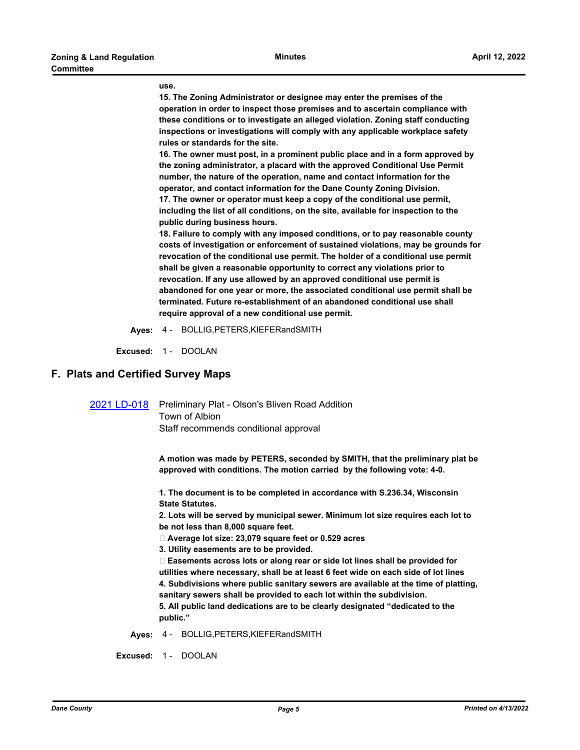**use.**

**15. The Zoning Administrator or designee may enter the premises of the operation in order to inspect those premises and to ascertain compliance with these conditions or to investigate an alleged violation. Zoning staff conducting inspections or investigations will comply with any applicable workplace safety rules or standards for the site.**

**16. The owner must post, in a prominent public place and in a form approved by the zoning administrator, a placard with the approved Conditional Use Permit number, the nature of the operation, name and contact information for the operator, and contact information for the Dane County Zoning Division.**

**17. The owner or operator must keep a copy of the conditional use permit, including the list of all conditions, on the site, available for inspection to the public during business hours.**

**18. Failure to comply with any imposed conditions, or to pay reasonable county costs of investigation or enforcement of sustained violations, may be grounds for revocation of the conditional use permit. The holder of a conditional use permit shall be given a reasonable opportunity to correct any violations prior to revocation. If any use allowed by an approved conditional use permit is abandoned for one year or more, the associated conditional use permit shall be terminated. Future re-establishment of an abandoned conditional use shall require approval of a new conditional use permit.**

**Ayes:** 4 - BOLLIG,PETERS,KIEFERandSMITH

**Excused:** 1 - DOOLAN

## F. Plats and Certified Survey Maps

[2021 LD-018] Preliminary Plat - Olson's Bliven Road Addition
Town of Albion
Staff recommends conditional approval

**A motion was made by PETERS, seconded by SMITH, that the preliminary plat be approved with conditions. The motion carried by the following vote: 4-0.**

**1. The document is to be completed in accordance with S.236.34, Wisconsin State Statutes.**

**2. Lots will be served by municipal sewer. Minimum lot size requires each lot to be not less than 8,000 square feet.**

**Average lot size: 23,079 square feet or 0.529 acres**

**3. Utility easements are to be provided.**

**Easements across lots or along rear or side lot lines shall be provided for utilities where necessary, shall be at least 6 feet wide on each side of lot lines**

**4. Subdivisions where public sanitary sewers are available at the time of platting, sanitary sewers shall be provided to each lot within the subdivision.**

**5. All public land dedications are to be clearly designated "dedicated to the public."**

**Ayes:** 4 - BOLLIG,PETERS,KIEFERandSMITH

**Excused:** 1 - DOOLAN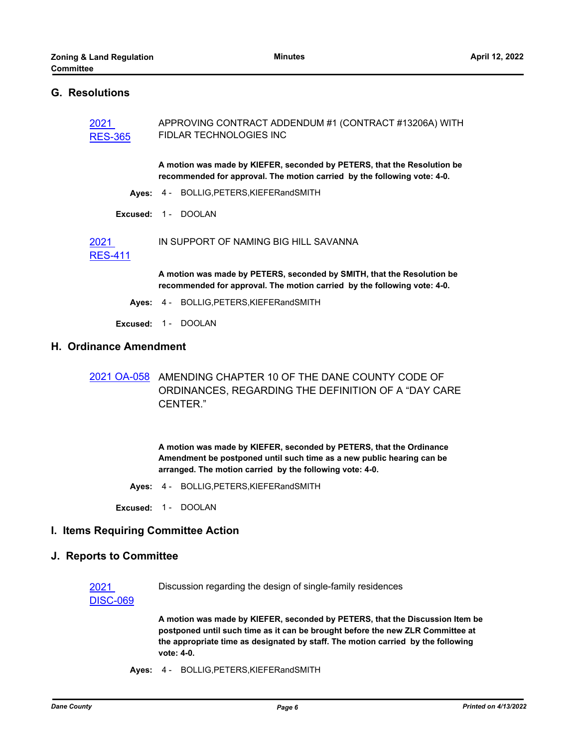## G. Resolutions

**2021 RES-365** APPROVING CONTRACT ADDENDUM #1 (CONTRACT #13206A) WITH FIDLAR TECHNOLOGIES INC

**A motion was made by KIEFER, seconded by PETERS, that the Resolution be recommended for approval. The motion carried by the following vote: 4-0.**

**Ayes:** 4 - BOLLIG,PETERS,KIEFERandSMITH

**Excused:** 1 - DOOLAN

**2021 RES-411** IN SUPPORT OF NAMING BIG HILL SAVANNA

**A motion was made by PETERS, seconded by SMITH, that the Resolution be recommended for approval. The motion carried by the following vote: 4-0.**

**Ayes:** 4 - BOLLIG,PETERS,KIEFERandSMITH

**Excused:** 1 - DOOLAN

## H. Ordinance Amendment

**2021 OA-058** AMENDING CHAPTER 10 OF THE DANE COUNTY CODE OF ORDINANCES, REGARDING THE DEFINITION OF A "DAY CARE CENTER."

**A motion was made by KIEFER, seconded by PETERS, that the Ordinance Amendment be postponed until such time as a new public hearing can be arranged. The motion carried by the following vote: 4-0.**

**Ayes:** 4 - BOLLIG,PETERS,KIEFERandSMITH

**Excused:** 1 - DOOLAN

## I. Items Requiring Committee Action

## J. Reports to Committee

**2021 DISC-069** Discussion regarding the design of single-family residences

**A motion was made by KIEFER, seconded by PETERS, that the Discussion Item be postponed until such time as it can be brought before the new ZLR Committee at the appropriate time as designated by staff. The motion carried by the following vote: 4-0.**

**Ayes:** 4 - BOLLIG,PETERS,KIEFERandSMITH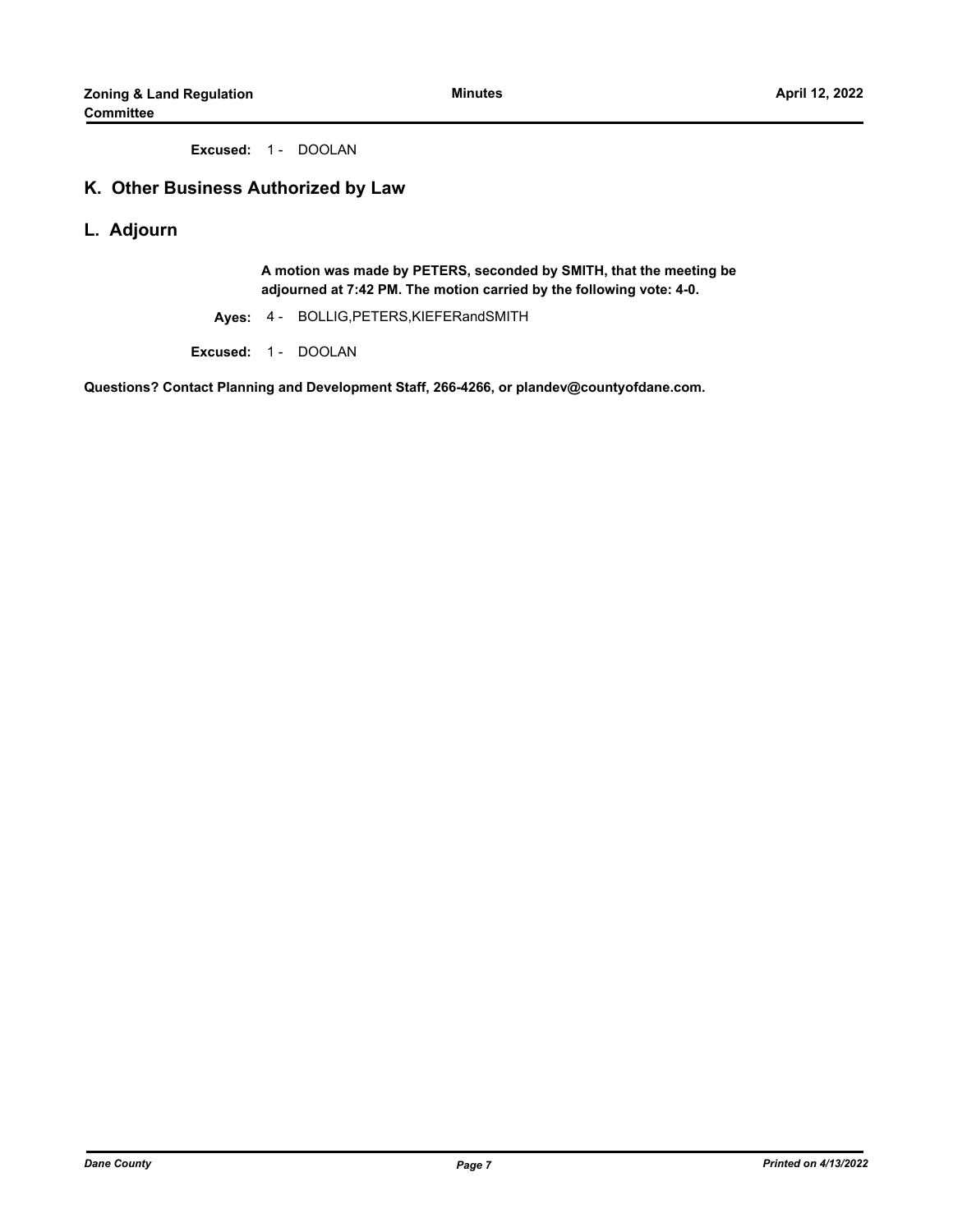**Excused:** 1 - DOOLAN

## K. Other Business Authorized by Law

## L. Adjourn

**A motion was made by PETERS, seconded by SMITH, that the meeting be adjourned at 7:42 PM. The motion carried by the following vote: 4-0.**

**Ayes:** 4 - BOLLIG,PETERS,KIEFERandSMITH

**Excused:** 1 - DOOLAN

**Questions? Contact Planning and Development Staff, 266-4266, or plandev@countyofdane.com.**